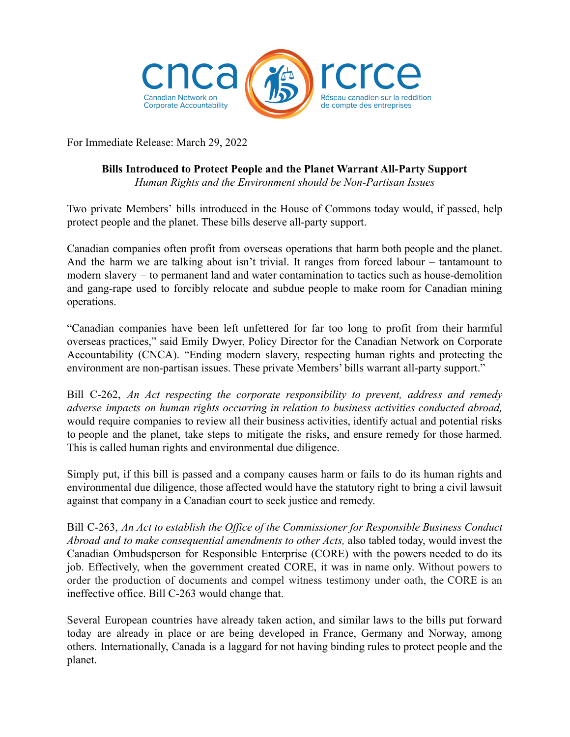cnca rcrce

Canadian Network on Corporate Accountability

Réseau canadien sur la reddition de compte des entreprises

For Immediate Release: March 29, 2022

**Bills Introduced to Protect People and the Planet Warrant All-Party Support**

*Human Rights and the Environment should be Non-Partisan Issues*

Two private Members' bills introduced in the House of Commons today would, if passed, help protect people and the planet. These bills deserve all-party support.

Canadian companies often profit from overseas operations that harm both people and the planet. And the harm we are talking about isn't trivial. It ranges from forced labour – tantamount to modern slavery – to permanent land and water contamination to tactics such as house-demolition and gang-rape used to forcibly relocate and subdue people to make room for Canadian mining operations.

"Canadian companies have been left unfettered for far too long to profit from their harmful overseas practices," said Emily Dwyer, Policy Director for the Canadian Network on Corporate Accountability (CNCA). "Ending modern slavery, respecting human rights and protecting the environment are non-partisan issues. These private Members' bills warrant all-party support."

Bill C-262, *An Act respecting the corporate responsibility to prevent, address and remedy adverse impacts on human rights occurring in relation to business activities conducted abroad,* would require companies to review all their business activities, identify actual and potential risks to people and the planet, take steps to mitigate the risks, and ensure remedy for those harmed. This is called human rights and environmental due diligence.

Simply put, if this bill is passed and a company causes harm or fails to do its human rights and environmental due diligence, those affected would have the statutory right to bring a civil lawsuit against that company in a Canadian court to seek justice and remedy.

Bill C-263, *An Act to establish the Office of the Commissioner for Responsible Business Conduct Abroad and to make consequential amendments to other Acts,* also tabled today, would invest the Canadian Ombudsperson for Responsible Enterprise (CORE) with the powers needed to do its job. Effectively, when the government created CORE, it was in name only. Without powers to order the production of documents and compel witness testimony under oath, the CORE is an ineffective office. Bill C-263 would change that.

Several European countries have already taken action, and similar laws to the bills put forward today are already in place or are being developed in France, Germany and Norway, among others. Internationally, Canada is a laggard for not having binding rules to protect people and the planet.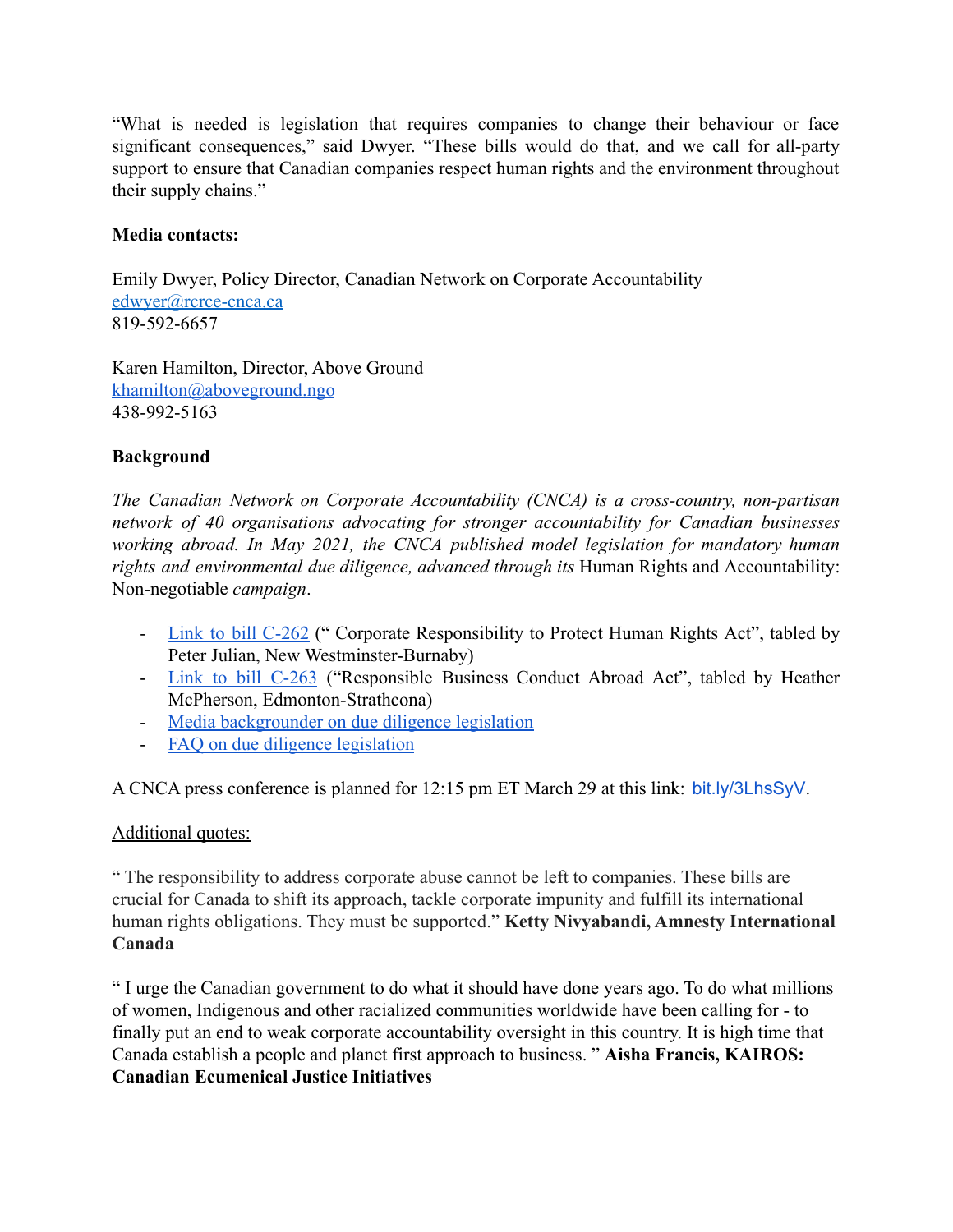"What is needed is legislation that requires companies to change their behaviour or face significant consequences," said Dwyer. "These bills would do that, and we call for all-party support to ensure that Canadian companies respect human rights and the environment throughout their supply chains."

**Media contacts:**

Emily Dwyer, Policy Director, Canadian Network on Corporate Accountability
edwyer@rcrce-cnca.ca
819-592-6657

Karen Hamilton, Director, Above Ground
khamilton@aboveground.ngo
438-992-5163

**Background**

*The Canadian Network on Corporate Accountability (CNCA) is a cross-country, non-partisan network of 40 organisations advocating for stronger accountability for Canadian businesses working abroad. In May 2021, the CNCA published model legislation for mandatory human rights and environmental due diligence, advanced through its* Human Rights and Accountability: Non-negotiable *campaign*.

- Link to bill C-262 (" Corporate Responsibility to Protect Human Rights Act", tabled by Peter Julian, New Westminster-Burnaby)
- Link to bill C-263 ("Responsible Business Conduct Abroad Act", tabled by Heather McPherson, Edmonton-Strathcona)
- Media backgrounder on due diligence legislation
- FAQ on due diligence legislation

A CNCA press conference is planned for 12:15 pm ET March 29 at this link: bit.ly/3LhsSyV.

Additional quotes:

" The responsibility to address corporate abuse cannot be left to companies. These bills are crucial for Canada to shift its approach, tackle corporate impunity and fulfill its international human rights obligations. They must be supported." **Ketty Nivyabandi, Amnesty International Canada**

" I urge the Canadian government to do what it should have done years ago. To do what millions of women, Indigenous and other racialized communities worldwide have been calling for - to finally put an end to weak corporate accountability oversight in this country. It is high time that Canada establish a people and planet first approach to business. " **Aisha Francis, KAIROS: Canadian Ecumenical Justice Initiatives**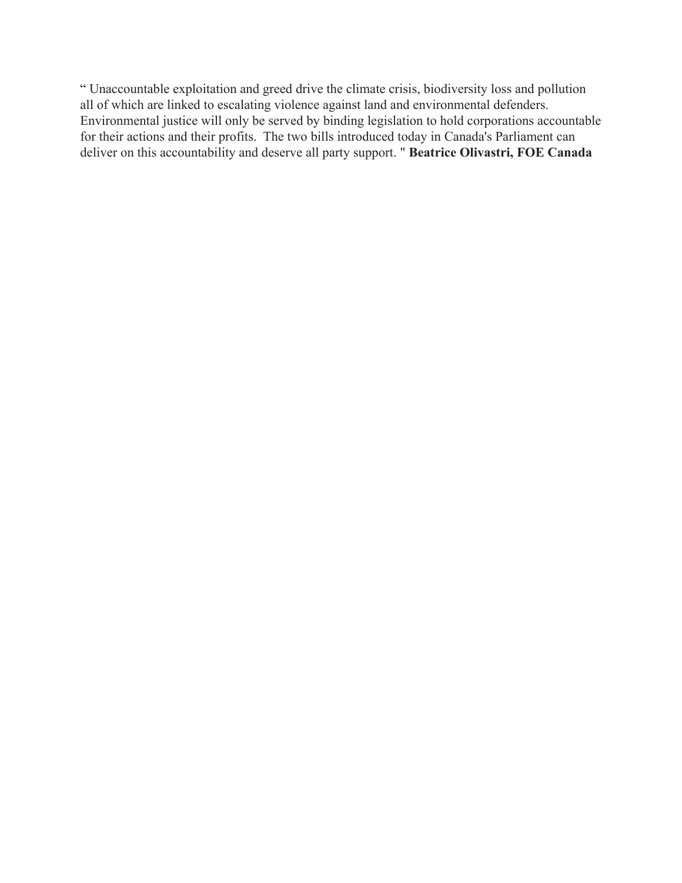“ Unaccountable exploitation and greed drive the climate crisis, biodiversity loss and pollution all of which are linked to escalating violence against land and environmental defenders. Environmental justice will only be served by binding legislation to hold corporations accountable for their actions and their profits.  The two bills introduced today in Canada's Parliament can deliver on this accountability and deserve all party support. " **Beatrice Olivastri, FOE Canada**